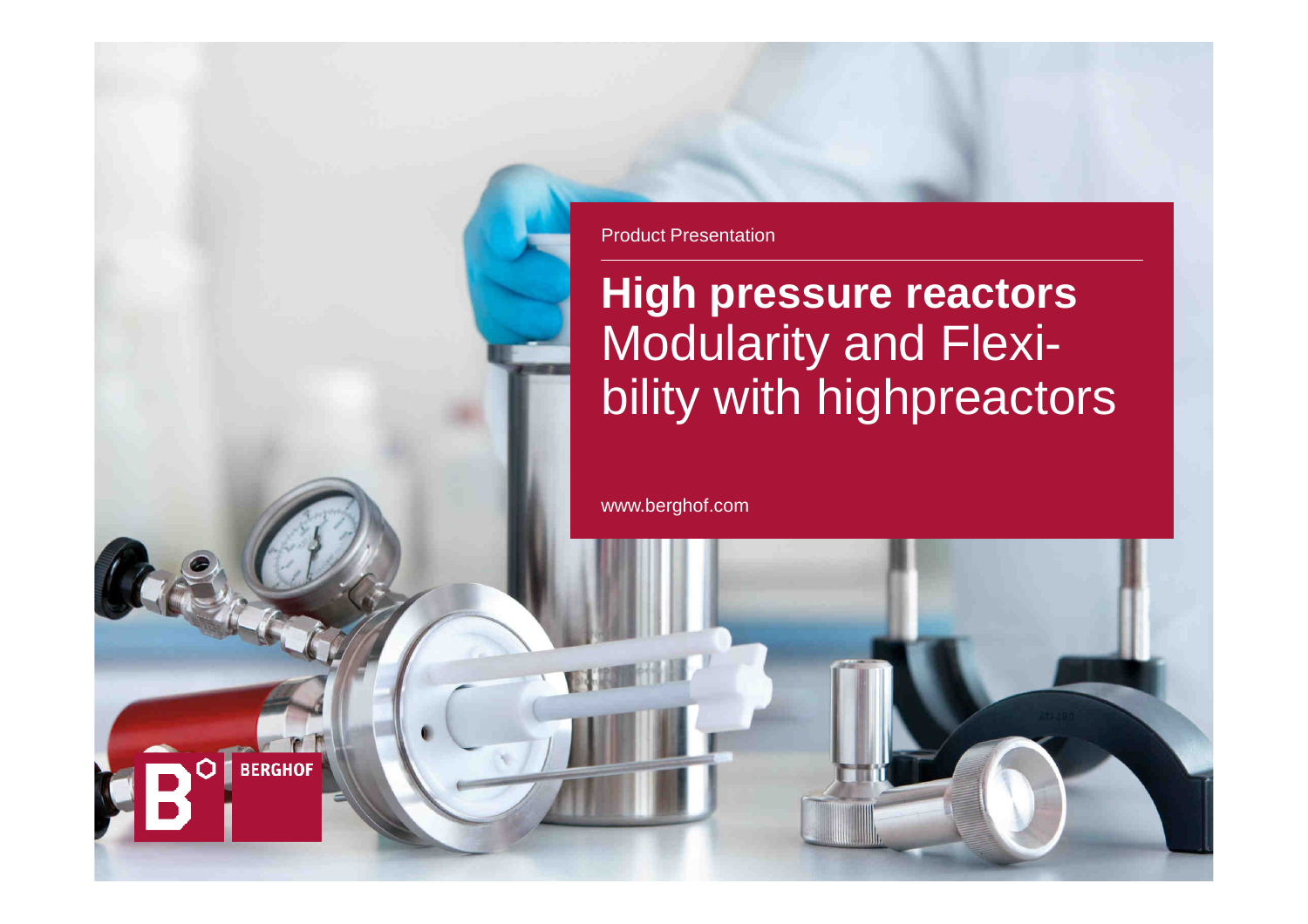Product Presentation

# **High pressure reactors**
Modularity and Flexi-
bility with highpreactors

www.berghof.com

BERGHOF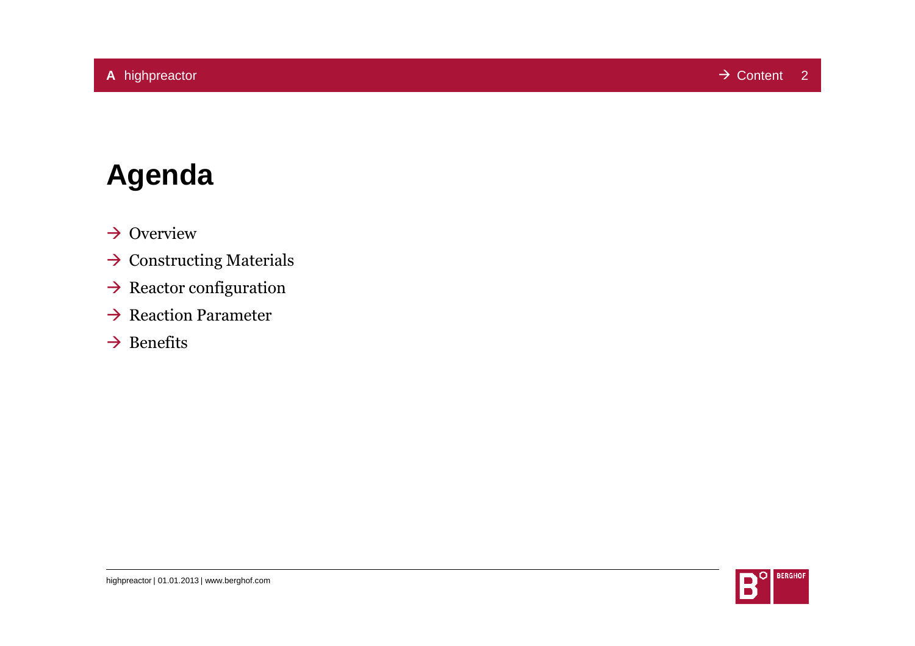# Agenda

- → Overview
- → Constructing Materials
- → Reactor configuration
- → Reaction Parameter
- → Benefits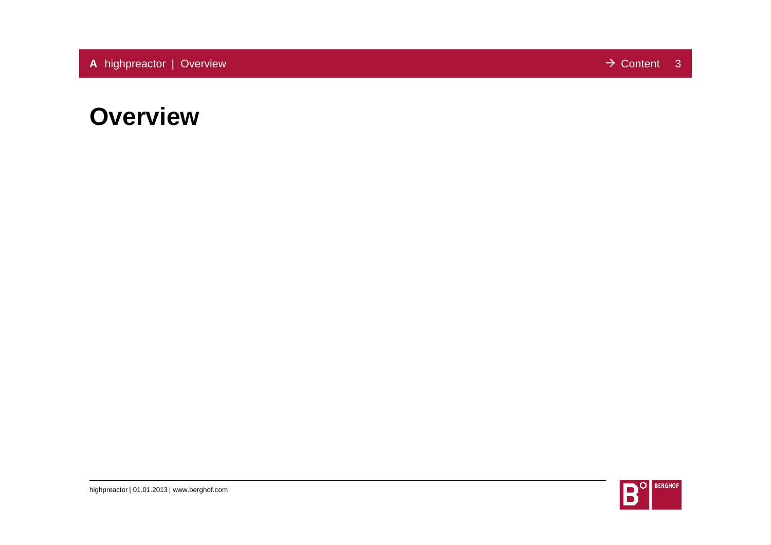# Overview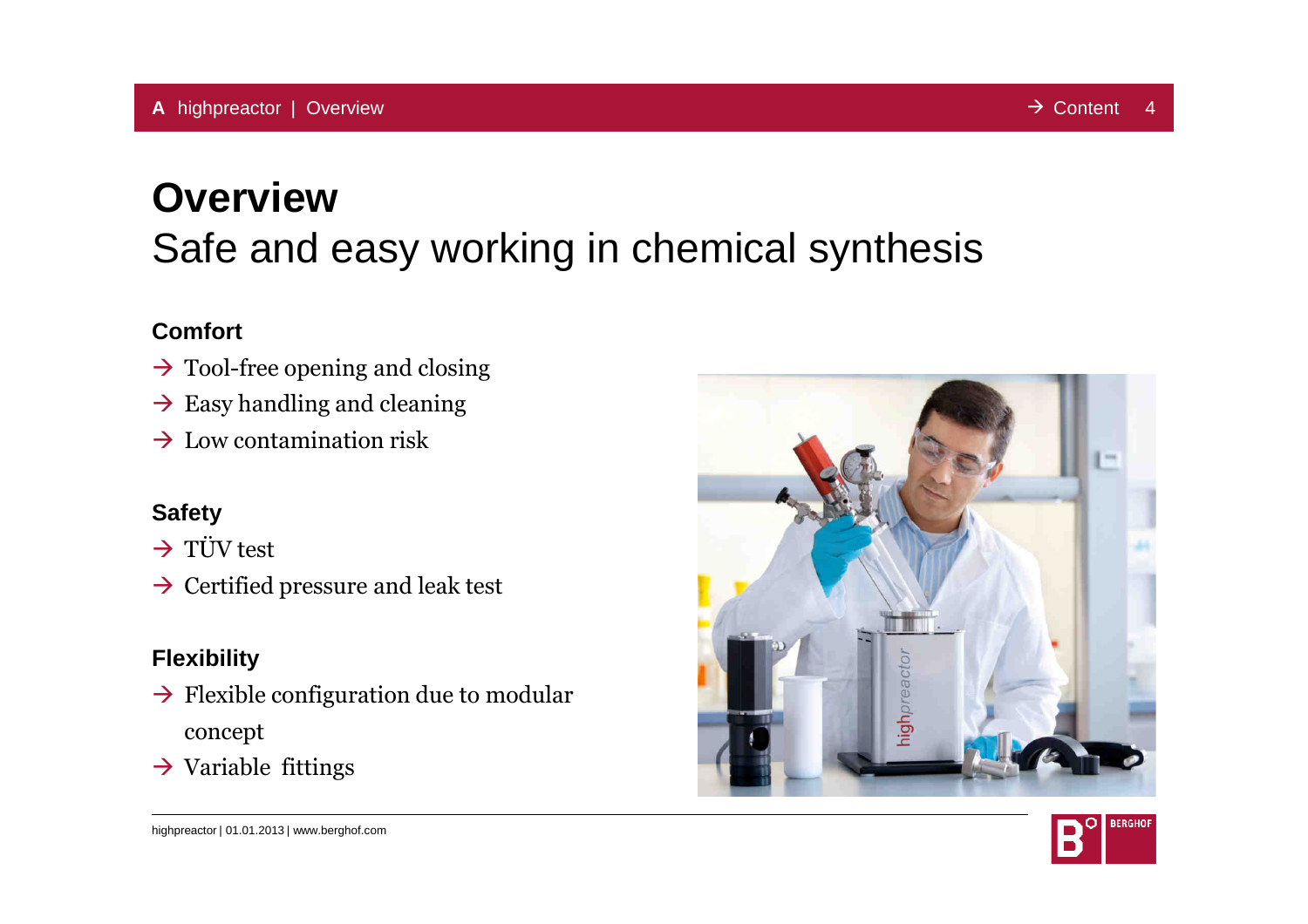# Overview

## Safe and easy working in chemical synthesis

### Comfort

→ Tool-free opening and closing
→ Easy handling and cleaning
→ Low contamination risk

### Safety

→ TÜV test
→ Certified pressure and leak test

### Flexibility

→ Flexible configuration due to modular concept
→ Variable fittings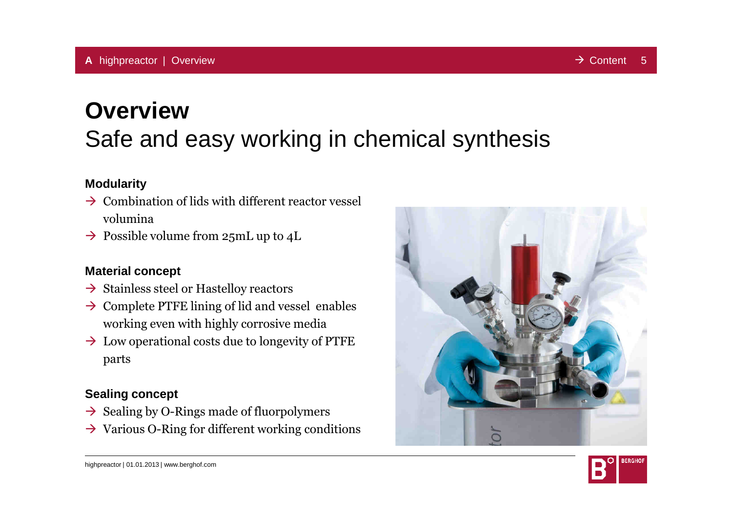# Overview

## Safe and easy working in chemical synthesis

### Modularity

- Combination of lids with different reactor vessel volumina
- Possible volume from 25mL up to 4L

### Material concept

- Stainless steel or Hastelloy reactors
- Complete PTFE lining of lid and vessel enables working even with highly corrosive media
- Low operational costs due to longevity of PTFE parts

### Sealing concept

- Sealing by O-Rings made of fluorpolymers
- Various O-Ring for different working conditions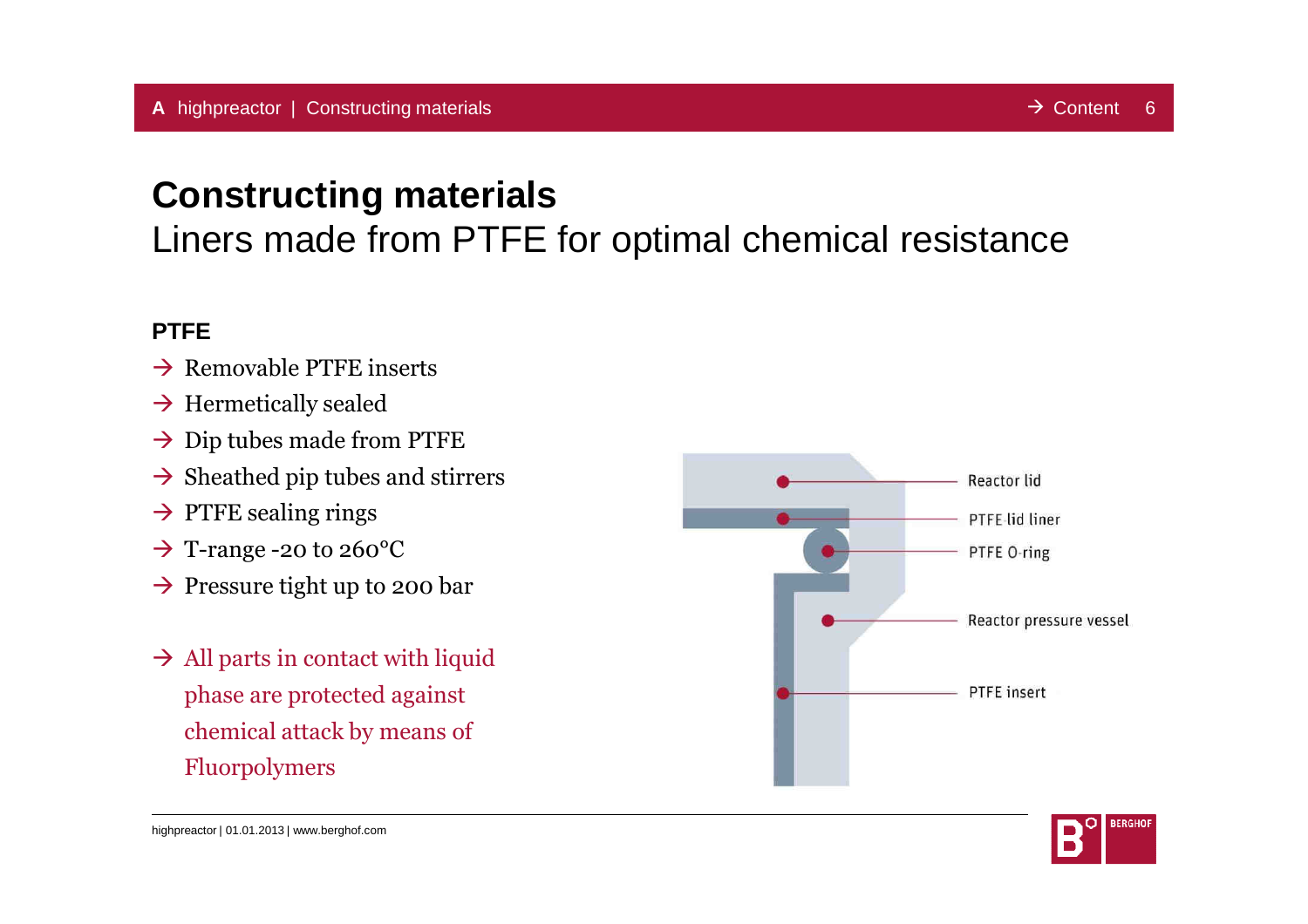# Constructing materials

## Liners made from PTFE for optimal chemical resistance

**PTFE**

- → Removable PTFE inserts
- → Hermetically sealed
- → Dip tubes made from PTFE
- → Sheathed pip tubes and stirrers
- → PTFE sealing rings
- → T-range -20 to 260°C
- → Pressure tight up to 200 bar

→ All parts in contact with liquid phase are protected against chemical attack by means of Fluorpolymers

Reactor lid

PTFE lid liner

PTFE O-ring

Reactor pressure vessel

PTFE insert

highpreactor | 01.01.2013 | www.berghof.com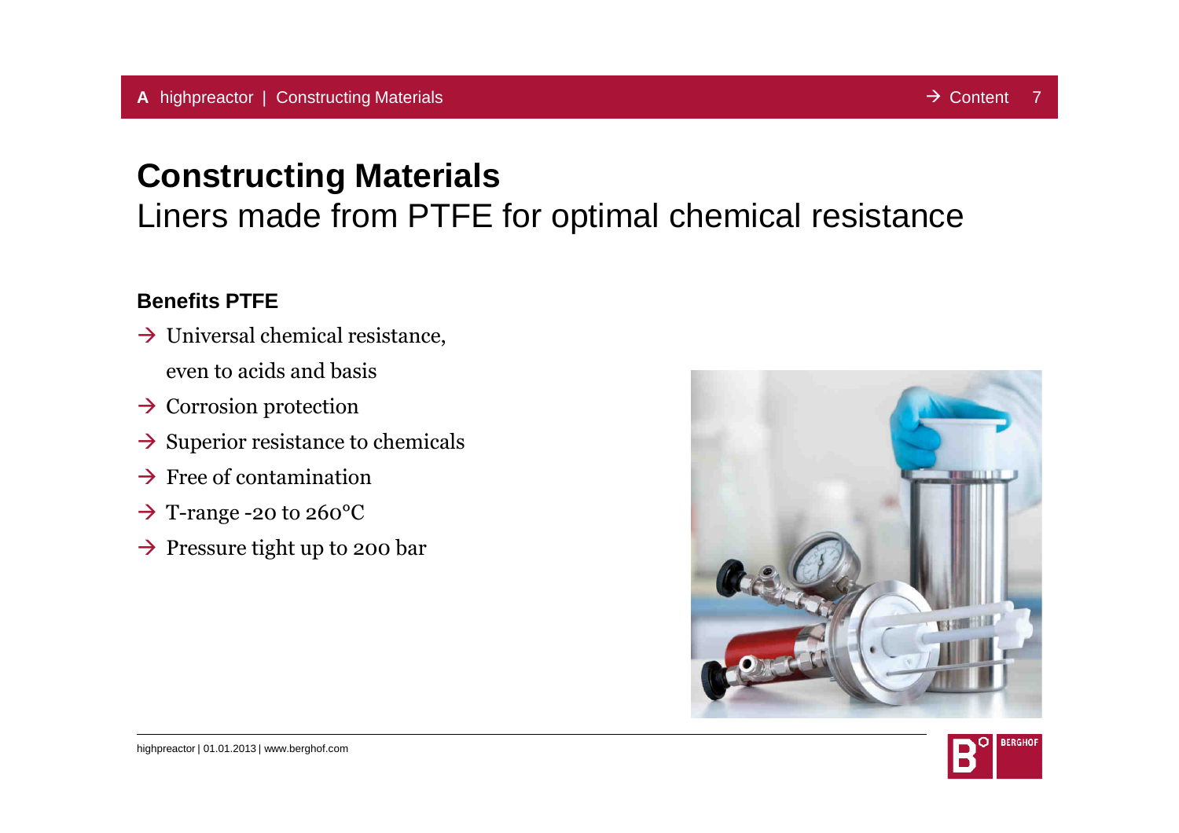# Constructing Materials

## Liners made from PTFE for optimal chemical resistance

**Benefits PTFE**

- → Universal chemical resistance, even to acids and basis
- → Corrosion protection
- → Superior resistance to chemicals
- → Free of contamination
- → T-range -20 to 260°C
- → Pressure tight up to 200 bar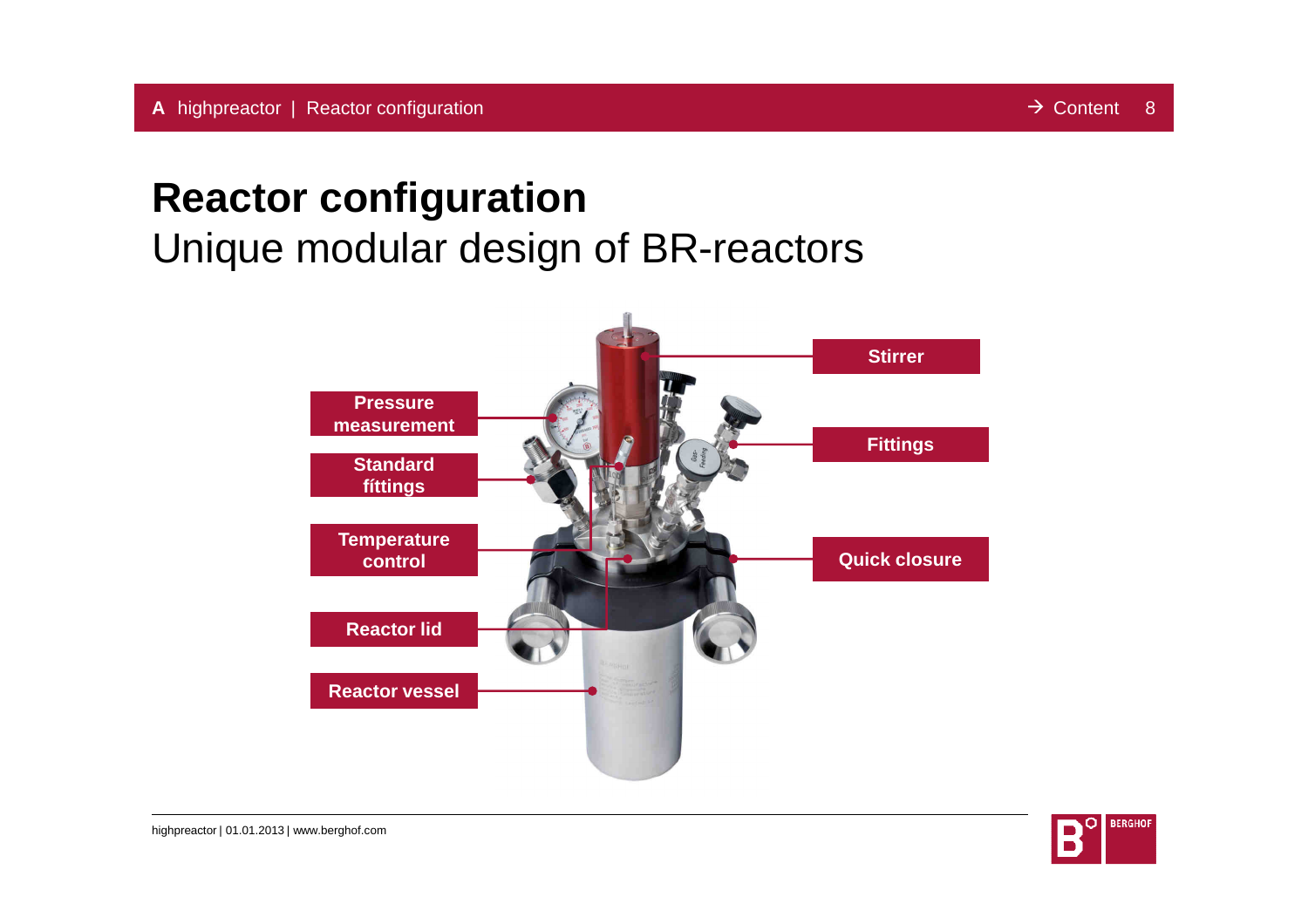# Reactor configuration

## Unique modular design of BR-reactors

Stirrer

Pressure measurement

Fittings

Standard fíttings

Temperature control

Quick closure

Reactor lid

Reactor vessel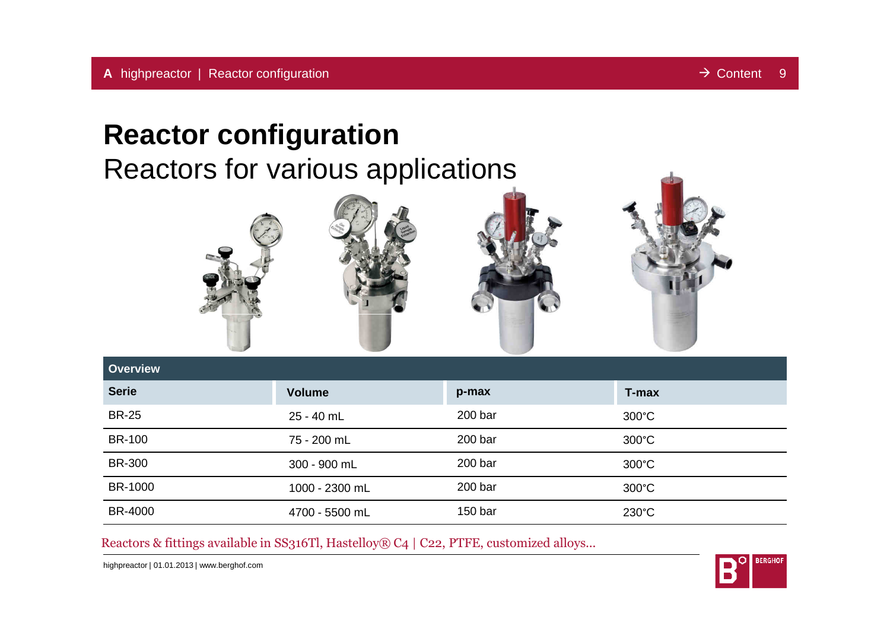# Reactor configuration

## Reactors for various applications

| Overview | | | |
|---|---|---|---|
| **Serie** | **Volume** | **p-max** | **T-max** |
| BR-25 | 25 - 40 mL | 200 bar | 300°C |
| BR-100 | 75 - 200 mL | 200 bar | 300°C |
| BR-300 | 300 - 900 mL | 200 bar | 300°C |
| BR-1000 | 1000 - 2300 mL | 200 bar | 300°C |
| BR-4000 | 4700 - 5500 mL | 150 bar | 230°C |

Reactors & fittings available in SS316Tl, Hastelloy® C4 | C22, PTFE, customized alloys...

highpreactor | 01.01.2013 | www.berghof.com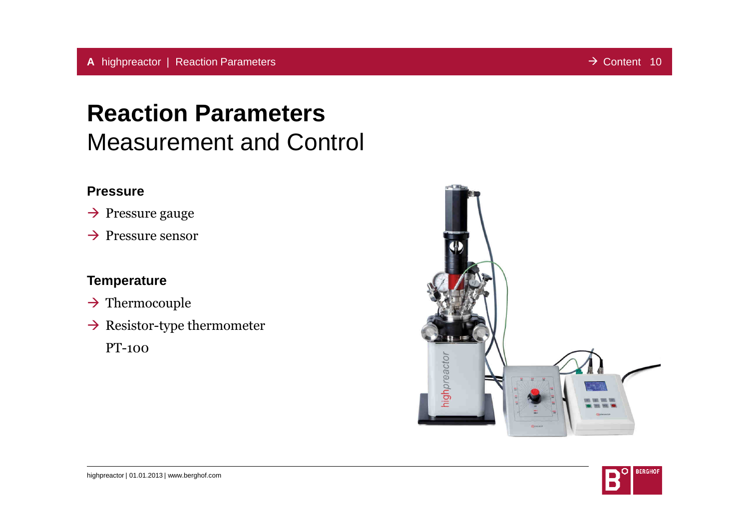# Reaction Parameters

## Measurement and Control

### Pressure

- → Pressure gauge
- → Pressure sensor

### Temperature

- → Thermocouple
- → Resistor-type thermometer PT-100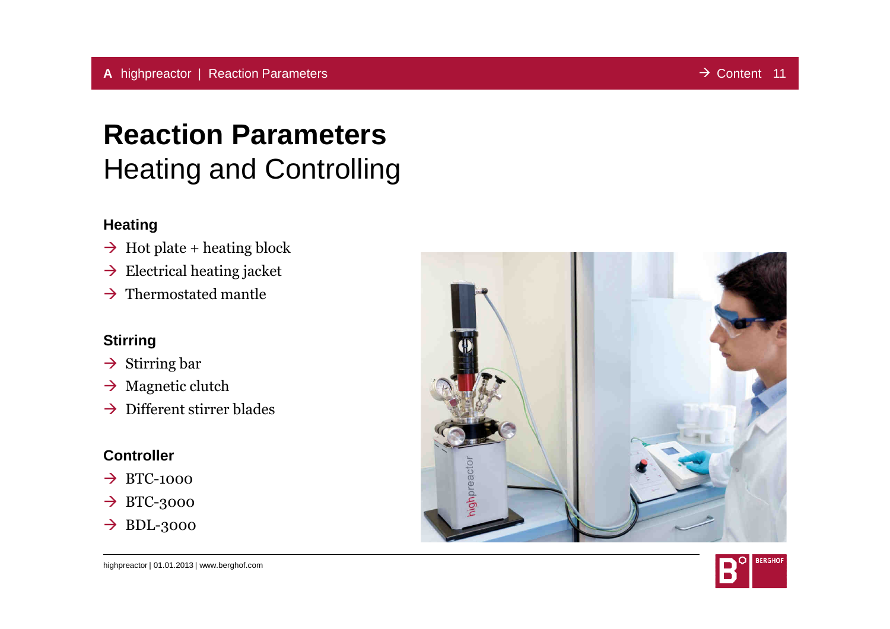# Reaction Parameters
## Heating and Controlling

**Heating**

- → Hot plate + heating block
- → Electrical heating jacket
- → Thermostated mantle

**Stirring**

- → Stirring bar
- → Magnetic clutch
- → Different stirrer blades

**Controller**

- → BTC-1000
- → BTC-3000
- → BDL-3000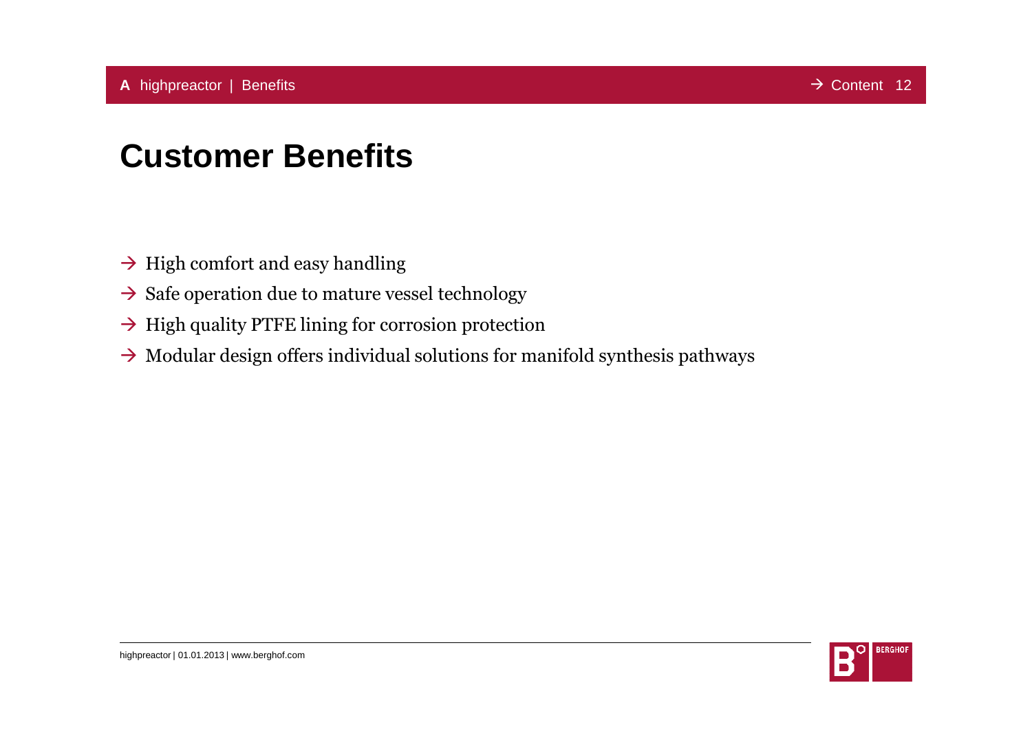# Customer Benefits

- → High comfort and easy handling
- → Safe operation due to mature vessel technology
- → High quality PTFE lining for corrosion protection
- → Modular design offers individual solutions for manifold synthesis pathways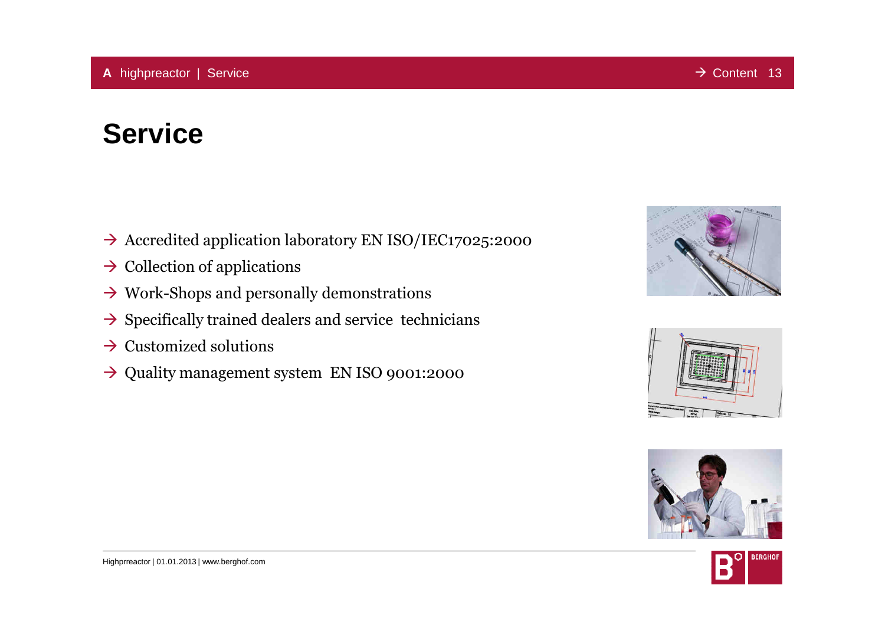# Service

- → Accredited application laboratory EN ISO/IEC17025:2000
- → Collection of applications
- → Work-Shops and personally demonstrations
- → Specifically trained dealers and service technicians
- → Customized solutions
- → Quality management system EN ISO 9001:2000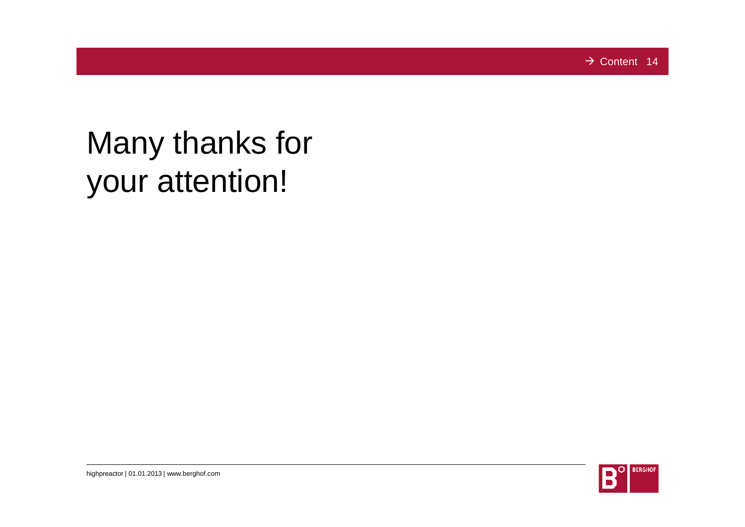# Many thanks for your attention!